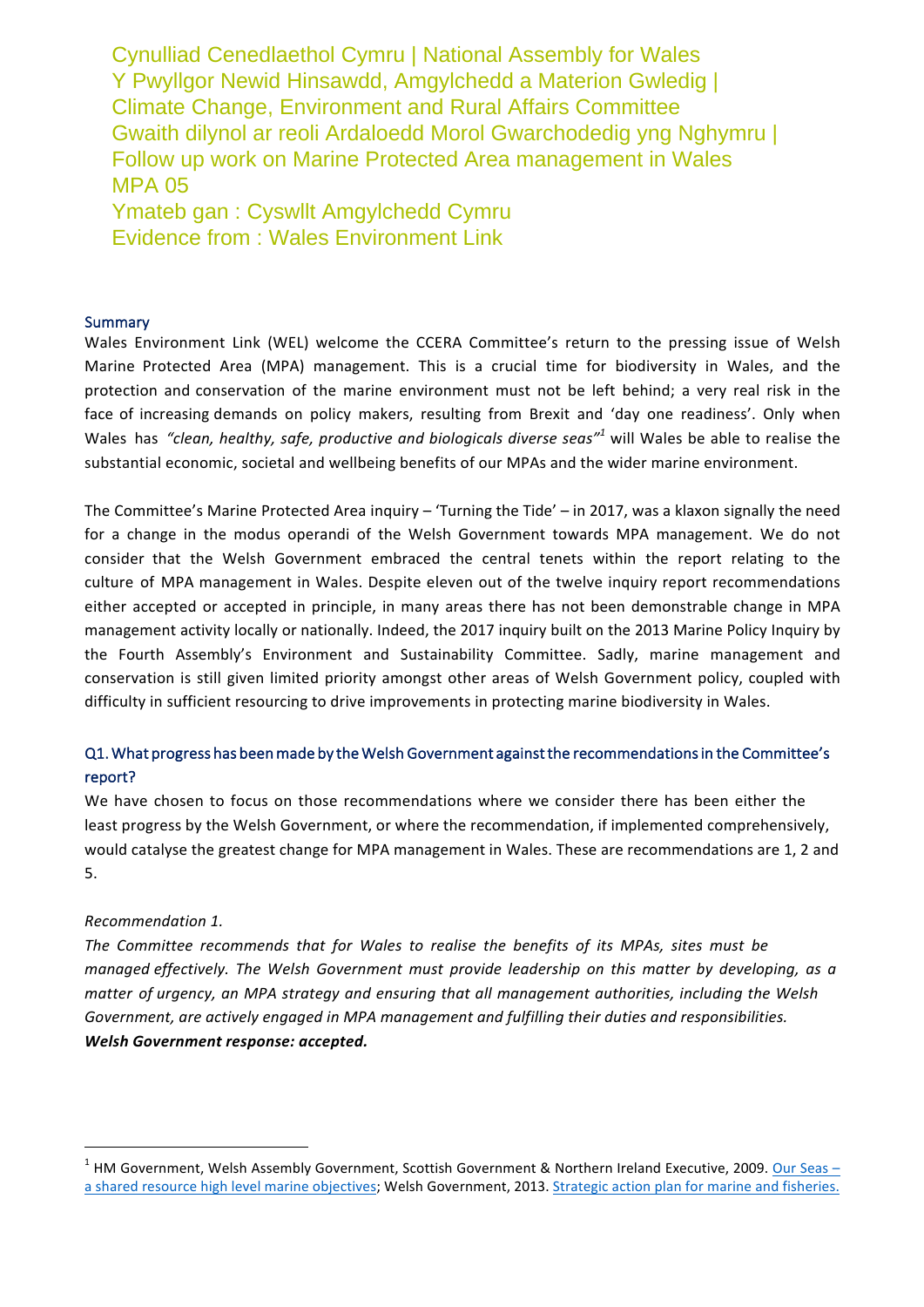Cynulliad Cenedlaethol Cymru | National Assembly for Wales
Y Pwyllgor Newid Hinsawdd, Amgylchedd a Materion Gwledig | Climate Change, Environment and Rural Affairs Committee
Gwaith dilynol ar reoli Ardaloedd Morol Gwarchodedig yng Nghymru | Follow up work on Marine Protected Area management in Wales
MPA 05
Ymateb gan : Cyswllt Amgylchedd Cymru
Evidence from : Wales Environment Link

## Summary

Wales Environment Link (WEL) welcome the CCERA Committee's return to the pressing issue of Welsh Marine Protected Area (MPA) management. This is a crucial time for biodiversity in Wales, and the protection and conservation of the marine environment must not be left behind; a very real risk in the face of increasing demands on policy makers, resulting from Brexit and 'day one readiness'. Only when Wales has *"clean, healthy, safe, productive and biologicals diverse seas"*[1] will Wales be able to realise the substantial economic, societal and wellbeing benefits of our MPAs and the wider marine environment.

The Committee's Marine Protected Area inquiry – 'Turning the Tide' – in 2017, was a klaxon signally the need for a change in the modus operandi of the Welsh Government towards MPA management. We do not consider that the Welsh Government embraced the central tenets within the report relating to the culture of MPA management in Wales. Despite eleven out of the twelve inquiry report recommendations either accepted or accepted in principle, in many areas there has not been demonstrable change in MPA management activity locally or nationally. Indeed, the 2017 inquiry built on the 2013 Marine Policy Inquiry by the Fourth Assembly's Environment and Sustainability Committee. Sadly, marine management and conservation is still given limited priority amongst other areas of Welsh Government policy, coupled with difficulty in sufficient resourcing to drive improvements in protecting marine biodiversity in Wales.

## Q1. What progress has been made by the Welsh Government against the recommendations in the Committee's report?

We have chosen to focus on those recommendations where we consider there has been either the least progress by the Welsh Government, or where the recommendation, if implemented comprehensively, would catalyse the greatest change for MPA management in Wales. These are recommendations are 1, 2 and 5.

*Recommendation 1.*

*The Committee recommends that for Wales to realise the benefits of its MPAs, sites must be managed effectively. The Welsh Government must provide leadership on this matter by developing, as a matter of urgency, an MPA strategy and ensuring that all management authorities, including the Welsh Government, are actively engaged in MPA management and fulfilling their duties and responsibilities.*
***Welsh Government response: accepted.***

---

[1] HM Government, Welsh Assembly Government, Scottish Government & Northern Ireland Executive, 2009. Our Seas – a shared resource high level marine objectives; Welsh Government, 2013. Strategic action plan for marine and fisheries.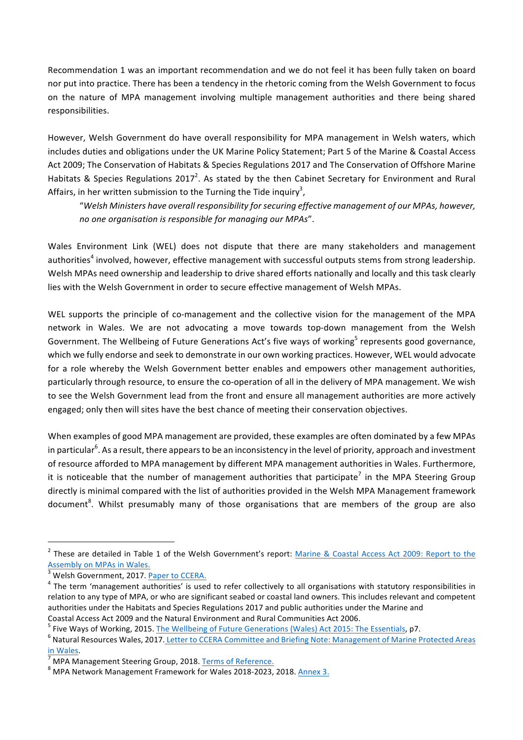Recommendation 1 was an important recommendation and we do not feel it has been fully taken on board nor put into practice. There has been a tendency in the rhetoric coming from the Welsh Government to focus on the nature of MPA management involving multiple management authorities and there being shared responsibilities.

However, Welsh Government do have overall responsibility for MPA management in Welsh waters, which includes duties and obligations under the UK Marine Policy Statement; Part 5 of the Marine & Coastal Access Act 2009; The Conservation of Habitats & Species Regulations 2017 and The Conservation of Offshore Marine Habitats & Species Regulations 2017[2]. As stated by the then Cabinet Secretary for Environment and Rural Affairs, in her written submission to the Turning the Tide inquiry[3],

> "*Welsh Ministers have overall responsibility for securing effective management of our MPAs, however, no one organisation is responsible for managing our MPAs*".

Wales Environment Link (WEL) does not dispute that there are many stakeholders and management authorities[4] involved, however, effective management with successful outputs stems from strong leadership. Welsh MPAs need ownership and leadership to drive shared efforts nationally and locally and this task clearly lies with the Welsh Government in order to secure effective management of Welsh MPAs.

WEL supports the principle of co-management and the collective vision for the management of the MPA network in Wales. We are not advocating a move towards top-down management from the Welsh Government. The Wellbeing of Future Generations Act's five ways of working[5] represents good governance, which we fully endorse and seek to demonstrate in our own working practices. However, WEL would advocate for a role whereby the Welsh Government better enables and empowers other management authorities, particularly through resource, to ensure the co-operation of all in the delivery of MPA management. We wish to see the Welsh Government lead from the front and ensure all management authorities are more actively engaged; only then will sites have the best chance of meeting their conservation objectives.

When examples of good MPA management are provided, these examples are often dominated by a few MPAs in particular[6]. As a result, there appears to be an inconsistency in the level of priority, approach and investment of resource afforded to MPA management by different MPA management authorities in Wales. Furthermore, it is noticeable that the number of management authorities that participate[7] in the MPA Steering Group directly is minimal compared with the list of authorities provided in the Welsh MPA Management framework document[8]. Whilst presumably many of those organisations that are members of the group are also

---

[2] These are detailed in Table 1 of the Welsh Government's report: Marine & Coastal Access Act 2009: Report to the Assembly on MPAs in Wales.

[3] Welsh Government, 2017. Paper to CCERA.

[4] The term 'management authorities' is used to refer collectively to all organisations with statutory responsibilities in relation to any type of MPA, or who are significant seabed or coastal land owners. This includes relevant and competent authorities under the Habitats and Species Regulations 2017 and public authorities under the Marine and Coastal Access Act 2009 and the Natural Environment and Rural Communities Act 2006.

[5] Five Ways of Working, 2015. The Wellbeing of Future Generations (Wales) Act 2015: The Essentials, p7.

[6] Natural Resources Wales, 2017. Letter to CCERA Committee and Briefing Note: Management of Marine Protected Areas in Wales.

[7] MPA Management Steering Group, 2018. Terms of Reference.

[8] MPA Network Management Framework for Wales 2018-2023, 2018. Annex 3.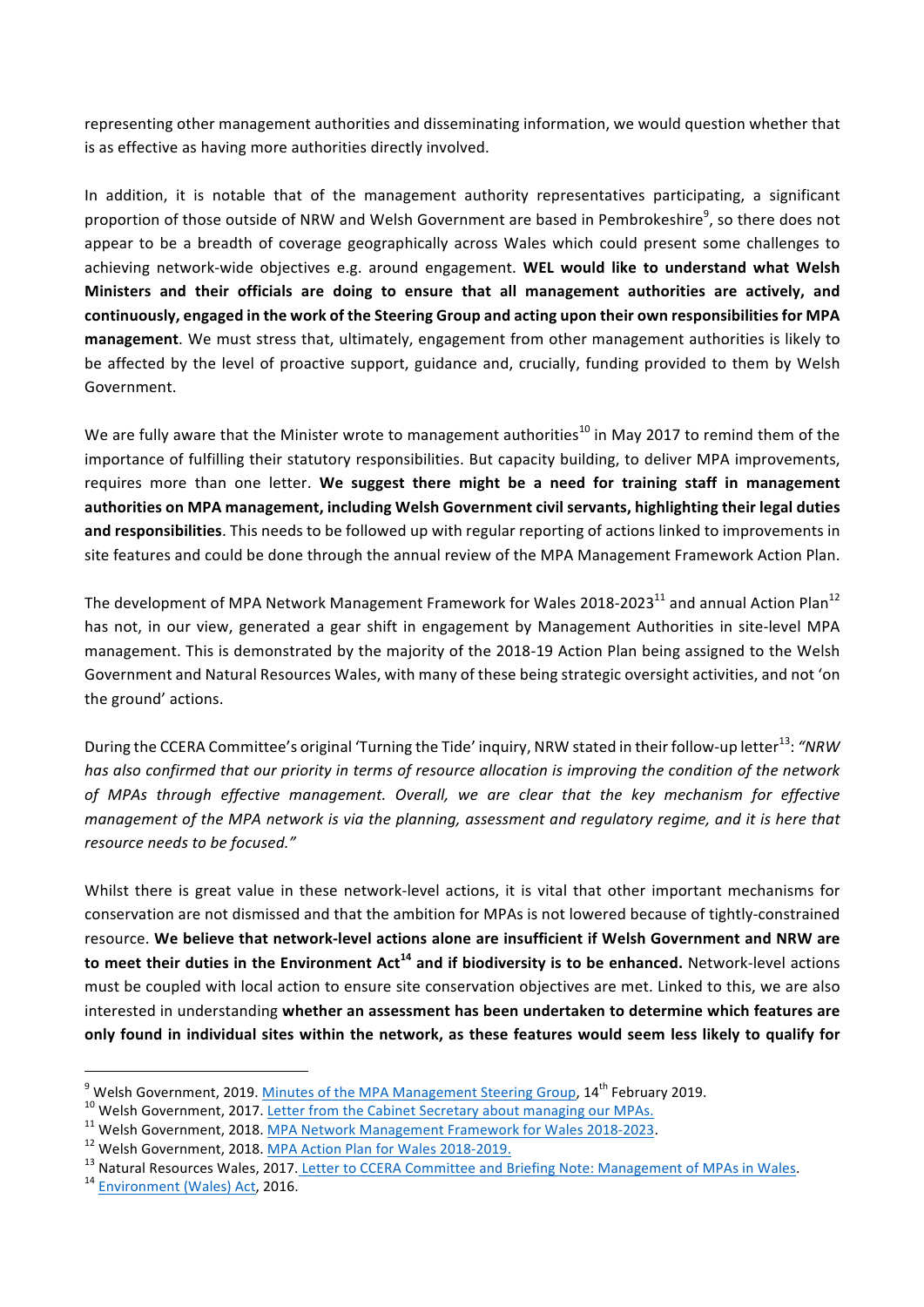representing other management authorities and disseminating information, we would question whether that is as effective as having more authorities directly involved.

In addition, it is notable that of the management authority representatives participating, a significant proportion of those outside of NRW and Welsh Government are based in Pembrokeshire[9], so there does not appear to be a breadth of coverage geographically across Wales which could present some challenges to achieving network-wide objectives e.g. around engagement. **WEL would like to understand what Welsh Ministers and their officials are doing to ensure that all management authorities are actively, and continuously, engaged in the work of the Steering Group and acting upon their own responsibilities for MPA management**. We must stress that, ultimately, engagement from other management authorities is likely to be affected by the level of proactive support, guidance and, crucially, funding provided to them by Welsh Government.

We are fully aware that the Minister wrote to management authorities[10] in May 2017 to remind them of the importance of fulfilling their statutory responsibilities. But capacity building, to deliver MPA improvements, requires more than one letter. **We suggest there might be a need for training staff in management authorities on MPA management, including Welsh Government civil servants, highlighting their legal duties and responsibilities**. This needs to be followed up with regular reporting of actions linked to improvements in site features and could be done through the annual review of the MPA Management Framework Action Plan.

The development of MPA Network Management Framework for Wales 2018-2023[11] and annual Action Plan[12] has not, in our view, generated a gear shift in engagement by Management Authorities in site-level MPA management. This is demonstrated by the majority of the 2018-19 Action Plan being assigned to the Welsh Government and Natural Resources Wales, with many of these being strategic oversight activities, and not 'on the ground' actions.

During the CCERA Committee's original 'Turning the Tide' inquiry, NRW stated in their follow-up letter[13]: *"NRW has also confirmed that our priority in terms of resource allocation is improving the condition of the network of MPAs through effective management. Overall, we are clear that the key mechanism for effective management of the MPA network is via the planning, assessment and regulatory regime, and it is here that resource needs to be focused."*

Whilst there is great value in these network-level actions, it is vital that other important mechanisms for conservation are not dismissed and that the ambition for MPAs is not lowered because of tightly-constrained resource. **We believe that network-level actions alone are insufficient if Welsh Government and NRW are to meet their duties in the Environment Act[14] and if biodiversity is to be enhanced.** Network-level actions must be coupled with local action to ensure site conservation objectives are met. Linked to this, we are also interested in understanding **whether an assessment has been undertaken to determine which features are only found in individual sites within the network, as these features would seem less likely to qualify for**

---

[9] Welsh Government, 2019. Minutes of the MPA Management Steering Group, 14th February 2019.
[10] Welsh Government, 2017. Letter from the Cabinet Secretary about managing our MPAs.
[11] Welsh Government, 2018. MPA Network Management Framework for Wales 2018-2023.
[12] Welsh Government, 2018. MPA Action Plan for Wales 2018-2019.
[13] Natural Resources Wales, 2017. Letter to CCERA Committee and Briefing Note: Management of MPAs in Wales.
[14] Environment (Wales) Act, 2016.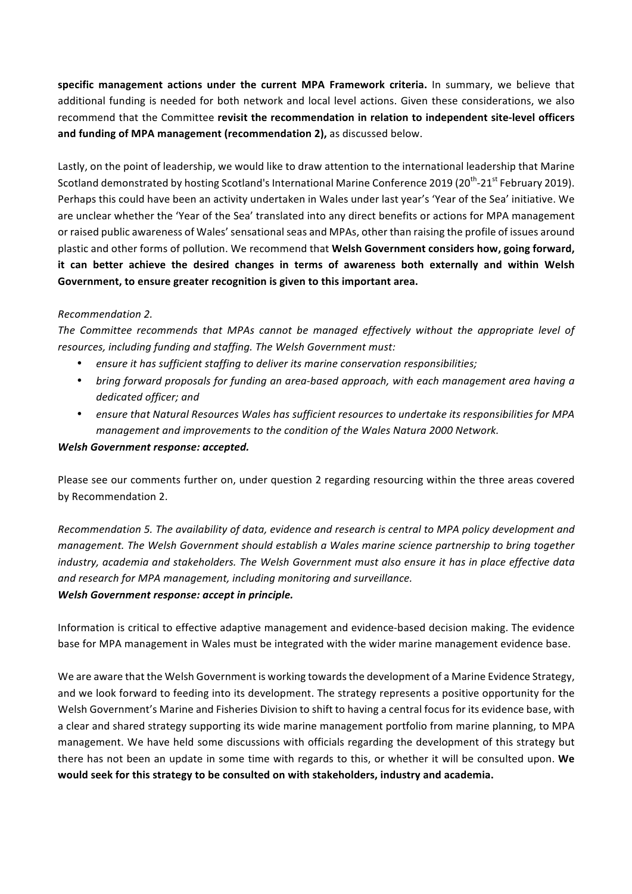**specific management actions under the current MPA Framework criteria.** In summary, we believe that additional funding is needed for both network and local level actions. Given these considerations, we also recommend that the Committee **revisit the recommendation in relation to independent site-level officers and funding of MPA management (recommendation 2),** as discussed below.

Lastly, on the point of leadership, we would like to draw attention to the international leadership that Marine Scotland demonstrated by hosting Scotland's International Marine Conference 2019 (20th-21st February 2019). Perhaps this could have been an activity undertaken in Wales under last year's 'Year of the Sea' initiative. We are unclear whether the 'Year of the Sea' translated into any direct benefits or actions for MPA management or raised public awareness of Wales' sensational seas and MPAs, other than raising the profile of issues around plastic and other forms of pollution. We recommend that **Welsh Government considers how, going forward, it can better achieve the desired changes in terms of awareness both externally and within Welsh Government, to ensure greater recognition is given to this important area.**

*Recommendation 2.*

*The Committee recommends that MPAs cannot be managed effectively without the appropriate level of resources, including funding and staffing. The Welsh Government must:*

- *ensure it has sufficient staffing to deliver its marine conservation responsibilities;*
- *bring forward proposals for funding an area-based approach, with each management area having a dedicated officer; and*
- *ensure that Natural Resources Wales has sufficient resources to undertake its responsibilities for MPA management and improvements to the condition of the Wales Natura 2000 Network.*

***Welsh Government response: accepted.***

Please see our comments further on, under question 2 regarding resourcing within the three areas covered by Recommendation 2.

*Recommendation 5. The availability of data, evidence and research is central to MPA policy development and management. The Welsh Government should establish a Wales marine science partnership to bring together industry, academia and stakeholders. The Welsh Government must also ensure it has in place effective data and research for MPA management, including monitoring and surveillance.*
***Welsh Government response: accept in principle.***

Information is critical to effective adaptive management and evidence-based decision making. The evidence base for MPA management in Wales must be integrated with the wider marine management evidence base.

We are aware that the Welsh Government is working towards the development of a Marine Evidence Strategy, and we look forward to feeding into its development. The strategy represents a positive opportunity for the Welsh Government's Marine and Fisheries Division to shift to having a central focus for its evidence base, with a clear and shared strategy supporting its wide marine management portfolio from marine planning, to MPA management. We have held some discussions with officials regarding the development of this strategy but there has not been an update in some time with regards to this, or whether it will be consulted upon. **We would seek for this strategy to be consulted on with stakeholders, industry and academia.**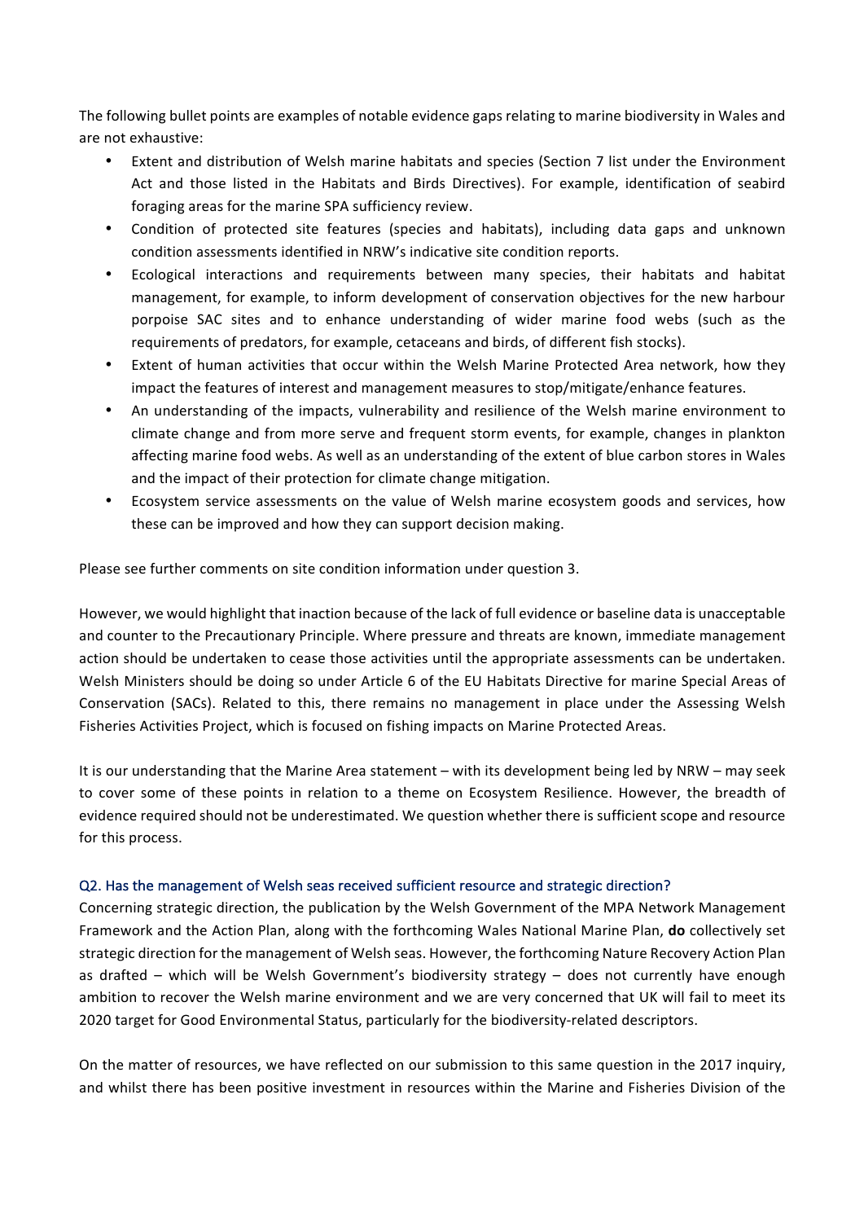The following bullet points are examples of notable evidence gaps relating to marine biodiversity in Wales and are not exhaustive:

- Extent and distribution of Welsh marine habitats and species (Section 7 list under the Environment Act and those listed in the Habitats and Birds Directives). For example, identification of seabird foraging areas for the marine SPA sufficiency review.
- Condition of protected site features (species and habitats), including data gaps and unknown condition assessments identified in NRW's indicative site condition reports.
- Ecological interactions and requirements between many species, their habitats and habitat management, for example, to inform development of conservation objectives for the new harbour porpoise SAC sites and to enhance understanding of wider marine food webs (such as the requirements of predators, for example, cetaceans and birds, of different fish stocks).
- Extent of human activities that occur within the Welsh Marine Protected Area network, how they impact the features of interest and management measures to stop/mitigate/enhance features.
- An understanding of the impacts, vulnerability and resilience of the Welsh marine environment to climate change and from more serve and frequent storm events, for example, changes in plankton affecting marine food webs. As well as an understanding of the extent of blue carbon stores in Wales and the impact of their protection for climate change mitigation.
- Ecosystem service assessments on the value of Welsh marine ecosystem goods and services, how these can be improved and how they can support decision making.

Please see further comments on site condition information under question 3.

However, we would highlight that inaction because of the lack of full evidence or baseline data is unacceptable and counter to the Precautionary Principle. Where pressure and threats are known, immediate management action should be undertaken to cease those activities until the appropriate assessments can be undertaken. Welsh Ministers should be doing so under Article 6 of the EU Habitats Directive for marine Special Areas of Conservation (SACs). Related to this, there remains no management in place under the Assessing Welsh Fisheries Activities Project, which is focused on fishing impacts on Marine Protected Areas.

It is our understanding that the Marine Area statement – with its development being led by NRW – may seek to cover some of these points in relation to a theme on Ecosystem Resilience. However, the breadth of evidence required should not be underestimated. We question whether there is sufficient scope and resource for this process.

### Q2. Has the management of Welsh seas received sufficient resource and strategic direction?

Concerning strategic direction, the publication by the Welsh Government of the MPA Network Management Framework and the Action Plan, along with the forthcoming Wales National Marine Plan, **do** collectively set strategic direction for the management of Welsh seas. However, the forthcoming Nature Recovery Action Plan as drafted – which will be Welsh Government's biodiversity strategy – does not currently have enough ambition to recover the Welsh marine environment and we are very concerned that UK will fail to meet its 2020 target for Good Environmental Status, particularly for the biodiversity-related descriptors.

On the matter of resources, we have reflected on our submission to this same question in the 2017 inquiry, and whilst there has been positive investment in resources within the Marine and Fisheries Division of the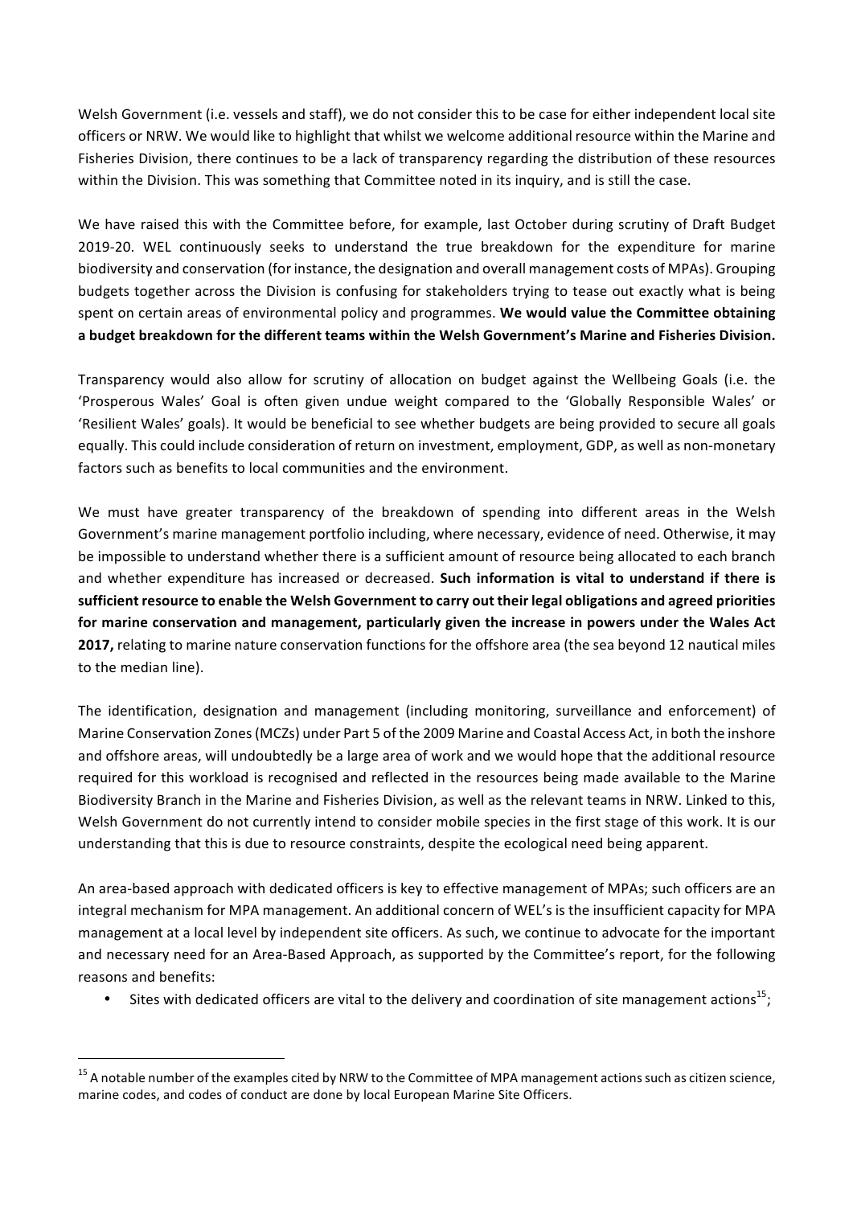Welsh Government (i.e. vessels and staff), we do not consider this to be case for either independent local site officers or NRW. We would like to highlight that whilst we welcome additional resource within the Marine and Fisheries Division, there continues to be a lack of transparency regarding the distribution of these resources within the Division. This was something that Committee noted in its inquiry, and is still the case.

We have raised this with the Committee before, for example, last October during scrutiny of Draft Budget 2019-20. WEL continuously seeks to understand the true breakdown for the expenditure for marine biodiversity and conservation (for instance, the designation and overall management costs of MPAs). Grouping budgets together across the Division is confusing for stakeholders trying to tease out exactly what is being spent on certain areas of environmental policy and programmes. **We would value the Committee obtaining a budget breakdown for the different teams within the Welsh Government's Marine and Fisheries Division.**

Transparency would also allow for scrutiny of allocation on budget against the Wellbeing Goals (i.e. the 'Prosperous Wales' Goal is often given undue weight compared to the 'Globally Responsible Wales' or 'Resilient Wales' goals). It would be beneficial to see whether budgets are being provided to secure all goals equally. This could include consideration of return on investment, employment, GDP, as well as non-monetary factors such as benefits to local communities and the environment.

We must have greater transparency of the breakdown of spending into different areas in the Welsh Government's marine management portfolio including, where necessary, evidence of need. Otherwise, it may be impossible to understand whether there is a sufficient amount of resource being allocated to each branch and whether expenditure has increased or decreased. **Such information is vital to understand if there is sufficient resource to enable the Welsh Government to carry out their legal obligations and agreed priorities for marine conservation and management, particularly given the increase in powers under the Wales Act 2017,** relating to marine nature conservation functions for the offshore area (the sea beyond 12 nautical miles to the median line).

The identification, designation and management (including monitoring, surveillance and enforcement) of Marine Conservation Zones (MCZs) under Part 5 of the 2009 Marine and Coastal Access Act, in both the inshore and offshore areas, will undoubtedly be a large area of work and we would hope that the additional resource required for this workload is recognised and reflected in the resources being made available to the Marine Biodiversity Branch in the Marine and Fisheries Division, as well as the relevant teams in NRW. Linked to this, Welsh Government do not currently intend to consider mobile species in the first stage of this work. It is our understanding that this is due to resource constraints, despite the ecological need being apparent.

An area-based approach with dedicated officers is key to effective management of MPAs; such officers are an integral mechanism for MPA management. An additional concern of WEL's is the insufficient capacity for MPA management at a local level by independent site officers. As such, we continue to advocate for the important and necessary need for an Area-Based Approach, as supported by the Committee's report, for the following reasons and benefits:

- Sites with dedicated officers are vital to the delivery and coordination of site management actions[15];

[15] A notable number of the examples cited by NRW to the Committee of MPA management actions such as citizen science, marine codes, and codes of conduct are done by local European Marine Site Officers.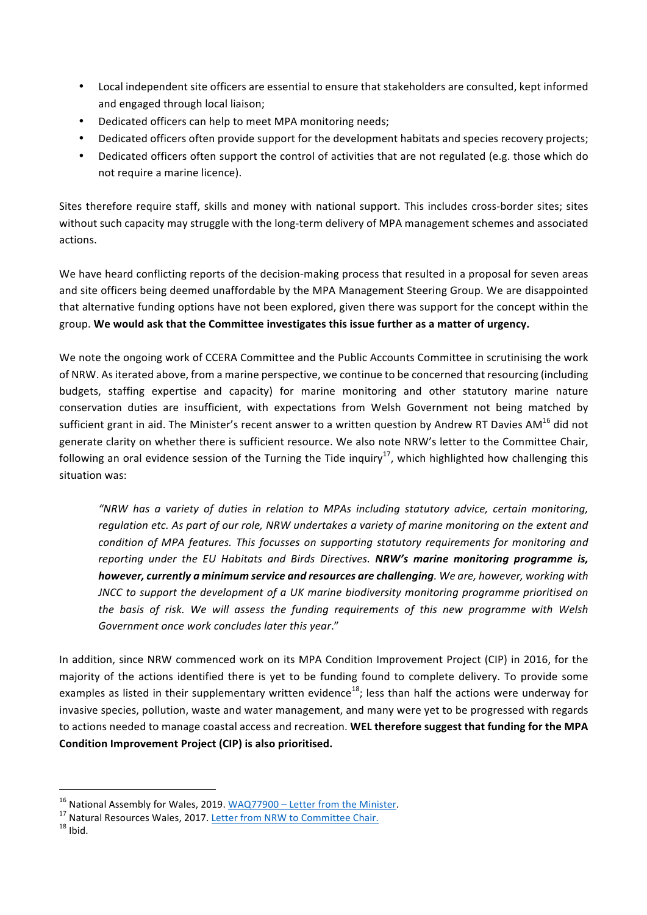- Local independent site officers are essential to ensure that stakeholders are consulted, kept informed and engaged through local liaison;
- Dedicated officers can help to meet MPA monitoring needs;
- Dedicated officers often provide support for the development habitats and species recovery projects;
- Dedicated officers often support the control of activities that are not regulated (e.g. those which do not require a marine licence).

Sites therefore require staff, skills and money with national support. This includes cross-border sites; sites without such capacity may struggle with the long-term delivery of MPA management schemes and associated actions.

We have heard conflicting reports of the decision-making process that resulted in a proposal for seven areas and site officers being deemed unaffordable by the MPA Management Steering Group. We are disappointed that alternative funding options have not been explored, given there was support for the concept within the group. **We would ask that the Committee investigates this issue further as a matter of urgency.**

We note the ongoing work of CCERA Committee and the Public Accounts Committee in scrutinising the work of NRW. As iterated above, from a marine perspective, we continue to be concerned that resourcing (including budgets, staffing expertise and capacity) for marine monitoring and other statutory marine nature conservation duties are insufficient, with expectations from Welsh Government not being matched by sufficient grant in aid. The Minister's recent answer to a written question by Andrew RT Davies AM[16] did not generate clarity on whether there is sufficient resource. We also note NRW's letter to the Committee Chair, following an oral evidence session of the Turning the Tide inquiry[17], which highlighted how challenging this situation was:

> *"NRW has a variety of duties in relation to MPAs including statutory advice, certain monitoring, regulation etc. As part of our role, NRW undertakes a variety of marine monitoring on the extent and condition of MPA features. This focusses on supporting statutory requirements for monitoring and reporting under the EU Habitats and Birds Directives.* ***NRW's marine monitoring programme is, however, currently a minimum service and resources are challenging****. We are, however, working with JNCC to support the development of a UK marine biodiversity monitoring programme prioritised on the basis of risk. We will assess the funding requirements of this new programme with Welsh Government once work concludes later this year*."

In addition, since NRW commenced work on its MPA Condition Improvement Project (CIP) in 2016, for the majority of the actions identified there is yet to be funding found to complete delivery. To provide some examples as listed in their supplementary written evidence[18]; less than half the actions were underway for invasive species, pollution, waste and water management, and many were yet to be progressed with regards to actions needed to manage coastal access and recreation. **WEL therefore suggest that funding for the MPA Condition Improvement Project (CIP) is also prioritised.**

---

[16] National Assembly for Wales, 2019. WAQ77900 – Letter from the Minister.
[17] Natural Resources Wales, 2017. Letter from NRW to Committee Chair.
[18] Ibid.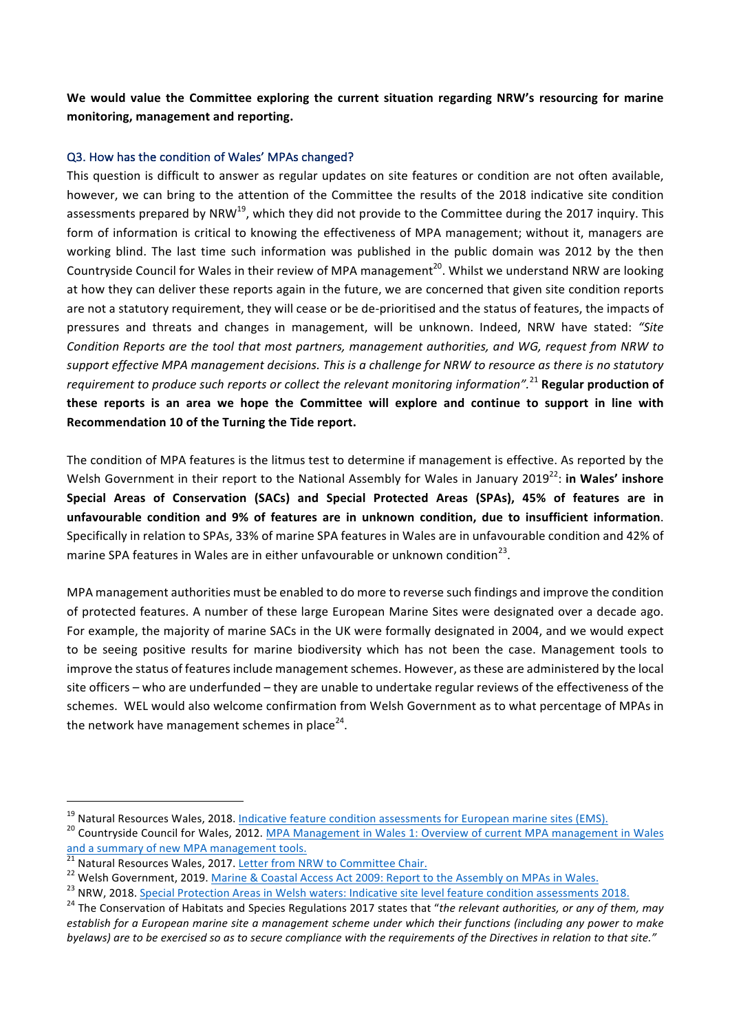**We would value the Committee exploring the current situation regarding NRW's resourcing for marine monitoring, management and reporting.**

## Q3. How has the condition of Wales' MPAs changed?

This question is difficult to answer as regular updates on site features or condition are not often available, however, we can bring to the attention of the Committee the results of the 2018 indicative site condition assessments prepared by NRW[19], which they did not provide to the Committee during the 2017 inquiry. This form of information is critical to knowing the effectiveness of MPA management; without it, managers are working blind. The last time such information was published in the public domain was 2012 by the then Countryside Council for Wales in their review of MPA management[20]. Whilst we understand NRW are looking at how they can deliver these reports again in the future, we are concerned that given site condition reports are not a statutory requirement, they will cease or be de-prioritised and the status of features, the impacts of pressures and threats and changes in management, will be unknown. Indeed, NRW have stated: *"Site Condition Reports are the tool that most partners, management authorities, and WG, request from NRW to support effective MPA management decisions. This is a challenge for NRW to resource as there is no statutory requirement to produce such reports or collect the relevant monitoring information".*[21] **Regular production of these reports is an area we hope the Committee will explore and continue to support in line with Recommendation 10 of the Turning the Tide report.**

The condition of MPA features is the litmus test to determine if management is effective. As reported by the Welsh Government in their report to the National Assembly for Wales in January 2019[22]: **in Wales' inshore Special Areas of Conservation (SACs) and Special Protected Areas (SPAs), 45% of features are in unfavourable condition and 9% of features are in unknown condition, due to insufficient information**. Specifically in relation to SPAs, 33% of marine SPA features in Wales are in unfavourable condition and 42% of marine SPA features in Wales are in either unfavourable or unknown condition[23].

MPA management authorities must be enabled to do more to reverse such findings and improve the condition of protected features. A number of these large European Marine Sites were designated over a decade ago. For example, the majority of marine SACs in the UK were formally designated in 2004, and we would expect to be seeing positive results for marine biodiversity which has not been the case. Management tools to improve the status of features include management schemes. However, as these are administered by the local site officers – who are underfunded – they are unable to undertake regular reviews of the effectiveness of the schemes. WEL would also welcome confirmation from Welsh Government as to what percentage of MPAs in the network have management schemes in place[24].

---

[19] Natural Resources Wales, 2018. Indicative feature condition assessments for European marine sites (EMS).

[20] Countryside Council for Wales, 2012. MPA Management in Wales 1: Overview of current MPA management in Wales and a summary of new MPA management tools.

[21] Natural Resources Wales, 2017. Letter from NRW to Committee Chair.

[22] Welsh Government, 2019. Marine & Coastal Access Act 2009: Report to the Assembly on MPAs in Wales.

[23] NRW, 2018. Special Protection Areas in Welsh waters: Indicative site level feature condition assessments 2018.

[24] The Conservation of Habitats and Species Regulations 2017 states that "*the relevant authorities, or any of them, may establish for a European marine site a management scheme under which their functions (including any power to make byelaws) are to be exercised so as to secure compliance with the requirements of the Directives in relation to that site.*"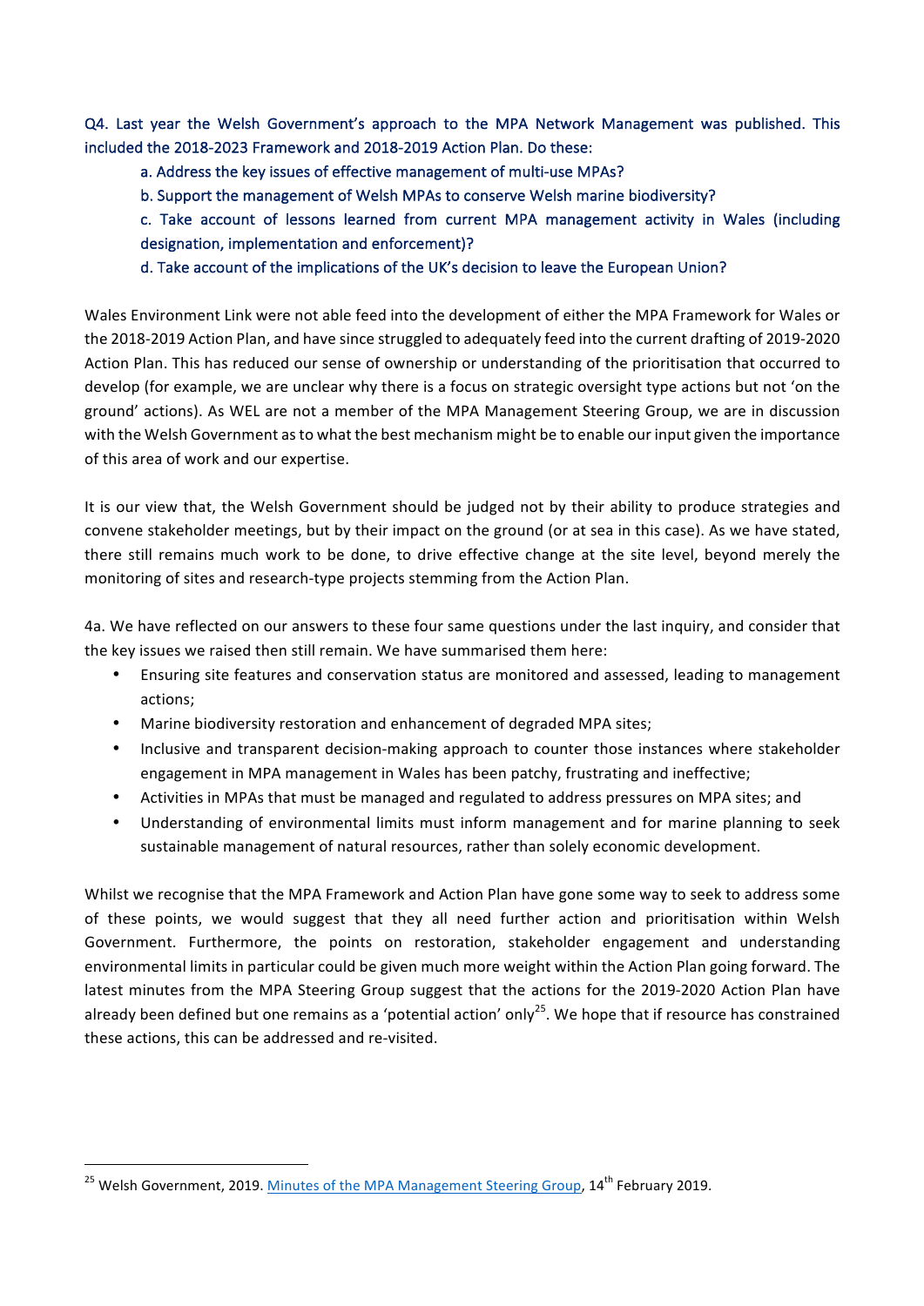Q4. Last year the Welsh Government's approach to the MPA Network Management was published. This included the 2018-2023 Framework and 2018-2019 Action Plan. Do these:

a. Address the key issues of effective management of multi-use MPAs?

b. Support the management of Welsh MPAs to conserve Welsh marine biodiversity?

c. Take account of lessons learned from current MPA management activity in Wales (including designation, implementation and enforcement)?

d. Take account of the implications of the UK's decision to leave the European Union?

Wales Environment Link were not able feed into the development of either the MPA Framework for Wales or the 2018-2019 Action Plan, and have since struggled to adequately feed into the current drafting of 2019-2020 Action Plan. This has reduced our sense of ownership or understanding of the prioritisation that occurred to develop (for example, we are unclear why there is a focus on strategic oversight type actions but not 'on the ground' actions). As WEL are not a member of the MPA Management Steering Group, we are in discussion with the Welsh Government as to what the best mechanism might be to enable our input given the importance of this area of work and our expertise.

It is our view that, the Welsh Government should be judged not by their ability to produce strategies and convene stakeholder meetings, but by their impact on the ground (or at sea in this case). As we have stated, there still remains much work to be done, to drive effective change at the site level, beyond merely the monitoring of sites and research-type projects stemming from the Action Plan.

4a. We have reflected on our answers to these four same questions under the last inquiry, and consider that the key issues we raised then still remain. We have summarised them here:

- Ensuring site features and conservation status are monitored and assessed, leading to management actions;
- Marine biodiversity restoration and enhancement of degraded MPA sites;
- Inclusive and transparent decision-making approach to counter those instances where stakeholder engagement in MPA management in Wales has been patchy, frustrating and ineffective;
- Activities in MPAs that must be managed and regulated to address pressures on MPA sites; and
- Understanding of environmental limits must inform management and for marine planning to seek sustainable management of natural resources, rather than solely economic development.

Whilst we recognise that the MPA Framework and Action Plan have gone some way to seek to address some of these points, we would suggest that they all need further action and prioritisation within Welsh Government. Furthermore, the points on restoration, stakeholder engagement and understanding environmental limits in particular could be given much more weight within the Action Plan going forward. The latest minutes from the MPA Steering Group suggest that the actions for the 2019-2020 Action Plan have already been defined but one remains as a 'potential action' only[25]. We hope that if resource has constrained these actions, this can be addressed and re-visited.

[25] Welsh Government, 2019. Minutes of the MPA Management Steering Group, 14th February 2019.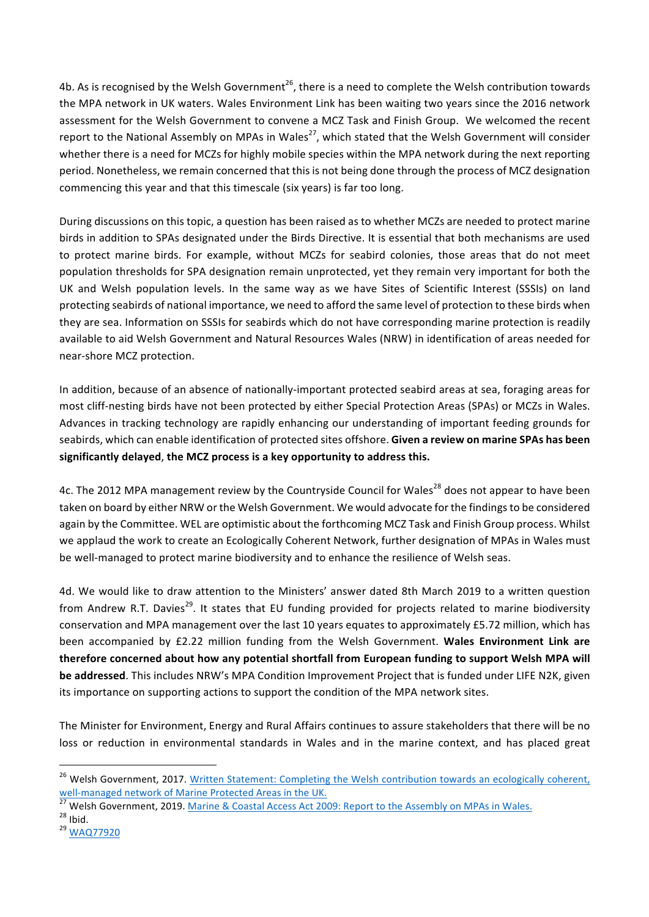4b. As is recognised by the Welsh Government[26], there is a need to complete the Welsh contribution towards the MPA network in UK waters. Wales Environment Link has been waiting two years since the 2016 network assessment for the Welsh Government to convene a MCZ Task and Finish Group. We welcomed the recent report to the National Assembly on MPAs in Wales[27], which stated that the Welsh Government will consider whether there is a need for MCZs for highly mobile species within the MPA network during the next reporting period. Nonetheless, we remain concerned that this is not being done through the process of MCZ designation commencing this year and that this timescale (six years) is far too long.

During discussions on this topic, a question has been raised as to whether MCZs are needed to protect marine birds in addition to SPAs designated under the Birds Directive. It is essential that both mechanisms are used to protect marine birds. For example, without MCZs for seabird colonies, those areas that do not meet population thresholds for SPA designation remain unprotected, yet they remain very important for both the UK and Welsh population levels. In the same way as we have Sites of Scientific Interest (SSSIs) on land protecting seabirds of national importance, we need to afford the same level of protection to these birds when they are sea. Information on SSSIs for seabirds which do not have corresponding marine protection is readily available to aid Welsh Government and Natural Resources Wales (NRW) in identification of areas needed for near-shore MCZ protection.

In addition, because of an absence of nationally-important protected seabird areas at sea, foraging areas for most cliff-nesting birds have not been protected by either Special Protection Areas (SPAs) or MCZs in Wales. Advances in tracking technology are rapidly enhancing our understanding of important feeding grounds for seabirds, which can enable identification of protected sites offshore. **Given a review on marine SPAs has been significantly delayed**, **the MCZ process is a key opportunity to address this.**

4c. The 2012 MPA management review by the Countryside Council for Wales[28] does not appear to have been taken on board by either NRW or the Welsh Government. We would advocate for the findings to be considered again by the Committee. WEL are optimistic about the forthcoming MCZ Task and Finish Group process. Whilst we applaud the work to create an Ecologically Coherent Network, further designation of MPAs in Wales must be well-managed to protect marine biodiversity and to enhance the resilience of Welsh seas.

4d. We would like to draw attention to the Ministers' answer dated 8th March 2019 to a written question from Andrew R.T. Davies[29]. It states that EU funding provided for projects related to marine biodiversity conservation and MPA management over the last 10 years equates to approximately £5.72 million, which has been accompanied by £2.22 million funding from the Welsh Government. **Wales Environment Link are therefore concerned about how any potential shortfall from European funding to support Welsh MPA will be addressed**. This includes NRW's MPA Condition Improvement Project that is funded under LIFE N2K, given its importance on supporting actions to support the condition of the MPA network sites.

The Minister for Environment, Energy and Rural Affairs continues to assure stakeholders that there will be no loss or reduction in environmental standards in Wales and in the marine context, and has placed great

---

[26] Welsh Government, 2017. Written Statement: Completing the Welsh contribution towards an ecologically coherent, well-managed network of Marine Protected Areas in the UK.

[27] Welsh Government, 2019. Marine & Coastal Access Act 2009: Report to the Assembly on MPAs in Wales.

[28] Ibid.

[29] WAQ77920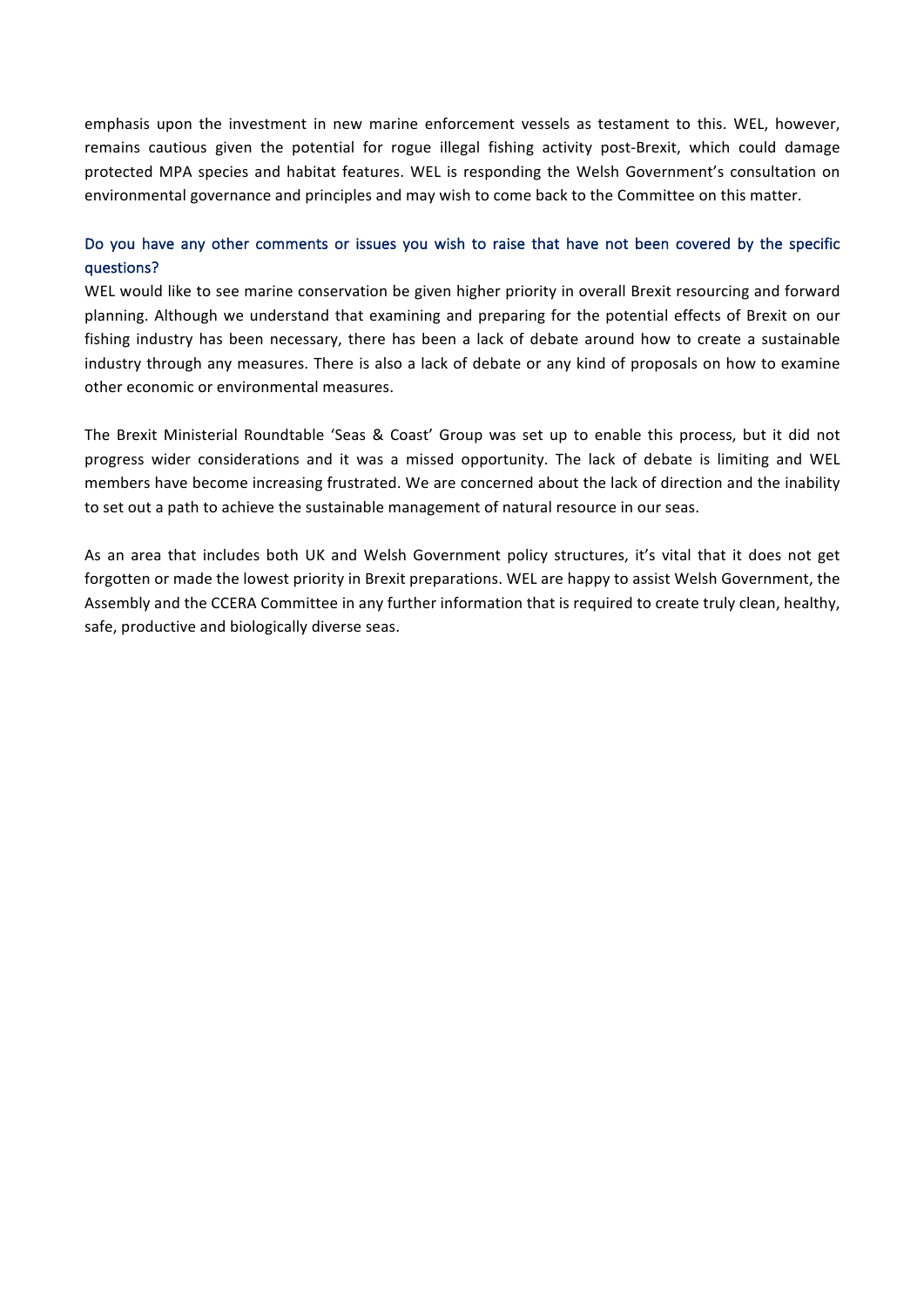emphasis upon the investment in new marine enforcement vessels as testament to this. WEL, however, remains cautious given the potential for rogue illegal fishing activity post-Brexit, which could damage protected MPA species and habitat features. WEL is responding the Welsh Government's consultation on environmental governance and principles and may wish to come back to the Committee on this matter.

### Do you have any other comments or issues you wish to raise that have not been covered by the specific questions?

WEL would like to see marine conservation be given higher priority in overall Brexit resourcing and forward planning. Although we understand that examining and preparing for the potential effects of Brexit on our fishing industry has been necessary, there has been a lack of debate around how to create a sustainable industry through any measures. There is also a lack of debate or any kind of proposals on how to examine other economic or environmental measures.

The Brexit Ministerial Roundtable 'Seas & Coast' Group was set up to enable this process, but it did not progress wider considerations and it was a missed opportunity. The lack of debate is limiting and WEL members have become increasing frustrated. We are concerned about the lack of direction and the inability to set out a path to achieve the sustainable management of natural resource in our seas.

As an area that includes both UK and Welsh Government policy structures, it's vital that it does not get forgotten or made the lowest priority in Brexit preparations. WEL are happy to assist Welsh Government, the Assembly and the CCERA Committee in any further information that is required to create truly clean, healthy, safe, productive and biologically diverse seas.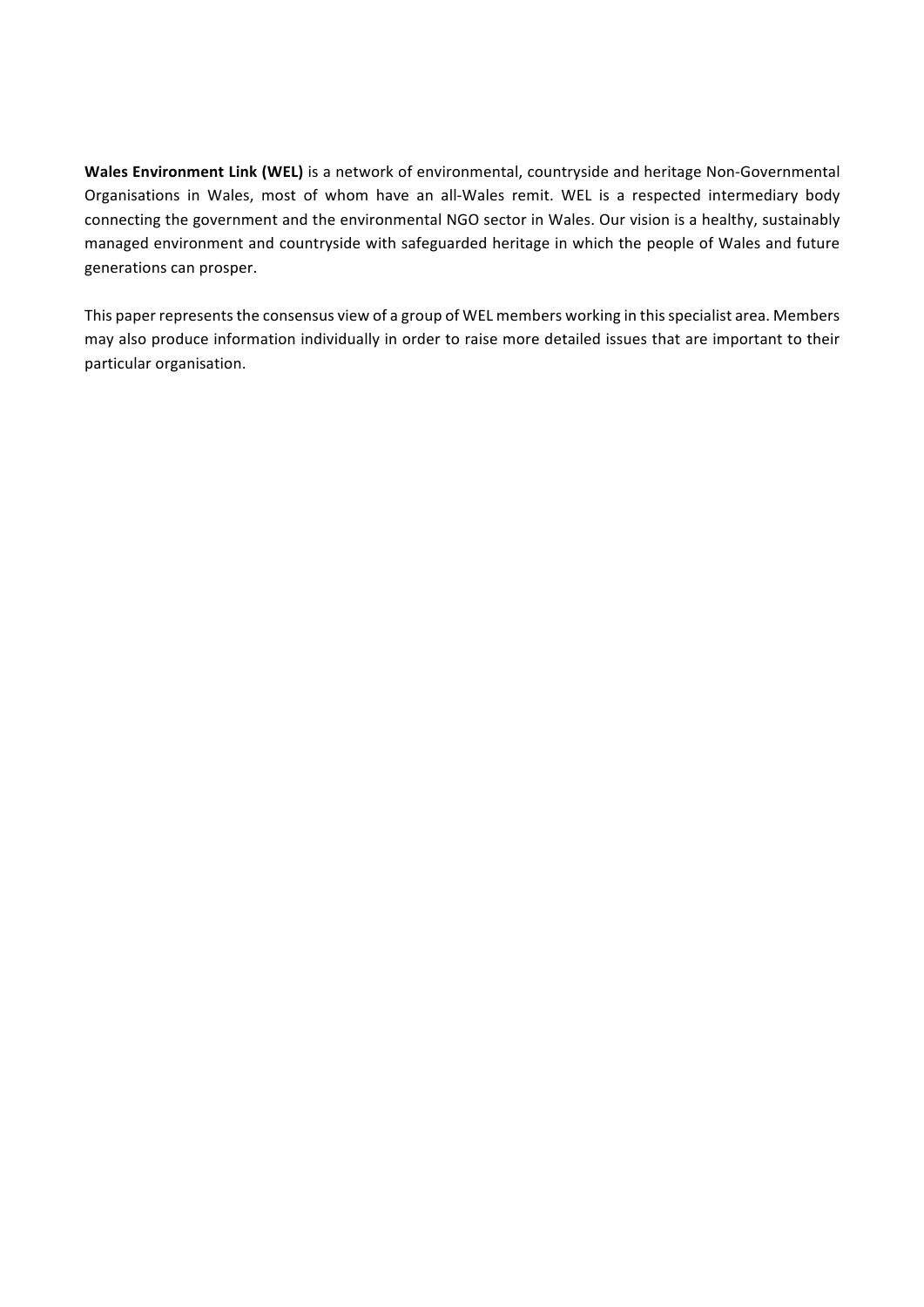**Wales Environment Link (WEL)** is a network of environmental, countryside and heritage Non-Governmental Organisations in Wales, most of whom have an all-Wales remit. WEL is a respected intermediary body connecting the government and the environmental NGO sector in Wales. Our vision is a healthy, sustainably managed environment and countryside with safeguarded heritage in which the people of Wales and future generations can prosper.

This paper represents the consensus view of a group of WEL members working in this specialist area. Members may also produce information individually in order to raise more detailed issues that are important to their particular organisation.